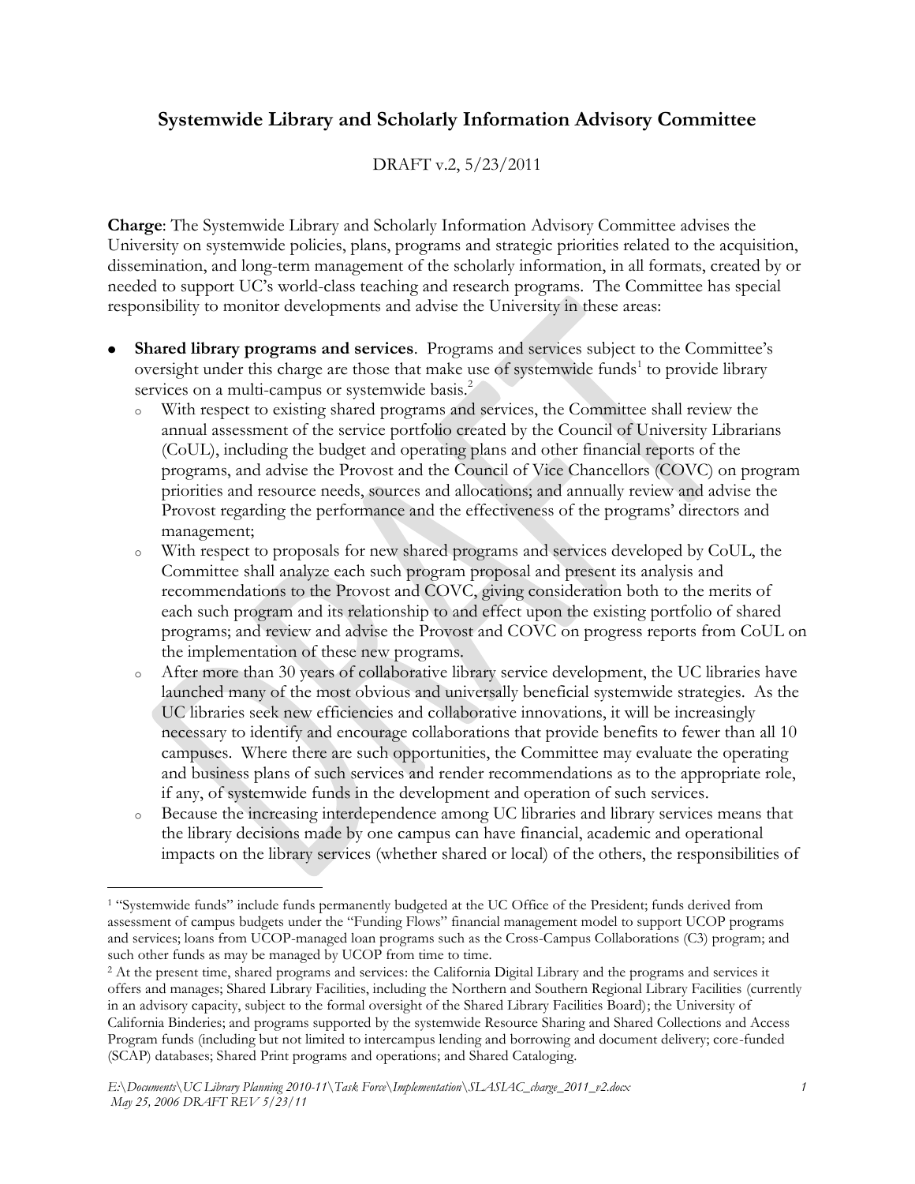## Systemwide Library and Scholarly Information Advisory Committee

DRAFT v.2, 5/23/2011

**Charge**: The Systemwide Library and Scholarly Information Advisory Committee advises the University on systemwide policies, plans, programs and strategic priorities related to the acquisition, dissemination, and long-term management of the scholarly information, in all formats, created by or needed to support UC's world-class teaching and research programs. The Committee has special responsibility to monitor developments and advise the University in these areas:

- **Shared library programs and services**. Programs and services subject to the Committee's oversight under this charge are those that make use of systemwide funds[1] to provide library services on a multi-campus or systemwide basis.[2]
  - With respect to existing shared programs and services, the Committee shall review the annual assessment of the service portfolio created by the Council of University Librarians (CoUL), including the budget and operating plans and other financial reports of the programs, and advise the Provost and the Council of Vice Chancellors (COVC) on program priorities and resource needs, sources and allocations; and annually review and advise the Provost regarding the performance and the effectiveness of the programs' directors and management;
  - With respect to proposals for new shared programs and services developed by CoUL, the Committee shall analyze each such program proposal and present its analysis and recommendations to the Provost and COVC, giving consideration both to the merits of each such program and its relationship to and effect upon the existing portfolio of shared programs; and review and advise the Provost and COVC on progress reports from CoUL on the implementation of these new programs.
  - After more than 30 years of collaborative library service development, the UC libraries have launched many of the most obvious and universally beneficial systemwide strategies. As the UC libraries seek new efficiencies and collaborative innovations, it will be increasingly necessary to identify and encourage collaborations that provide benefits to fewer than all 10 campuses. Where there are such opportunities, the Committee may evaluate the operating and business plans of such services and render recommendations as to the appropriate role, if any, of systemwide funds in the development and operation of such services.
  - Because the increasing interdependence among UC libraries and library services means that the library decisions made by one campus can have financial, academic and operational impacts on the library services (whether shared or local) of the others, the responsibilities of

---

[1] "Systemwide funds" include funds permanently budgeted at the UC Office of the President; funds derived from assessment of campus budgets under the "Funding Flows" financial management model to support UCOP programs and services; loans from UCOP-managed loan programs such as the Cross-Campus Collaborations (C3) program; and such other funds as may be managed by UCOP from time to time.

[2] At the present time, shared programs and services: the California Digital Library and the programs and services it offers and manages; Shared Library Facilities, including the Northern and Southern Regional Library Facilities (currently in an advisory capacity, subject to the formal oversight of the Shared Library Facilities Board); the University of California Binderies; and programs supported by the systemwide Resource Sharing and Shared Collections and Access Program funds (including but not limited to intercampus lending and borrowing and document delivery; core-funded (SCAP) databases; Shared Print programs and operations; and Shared Cataloging.

*E:\Documents\UC Library Planning 2010-11\Task Force\Implementation\SLASIAC_charge_2011_v2.docx*
*May 25, 2006 DRAFT REV 5/23/11*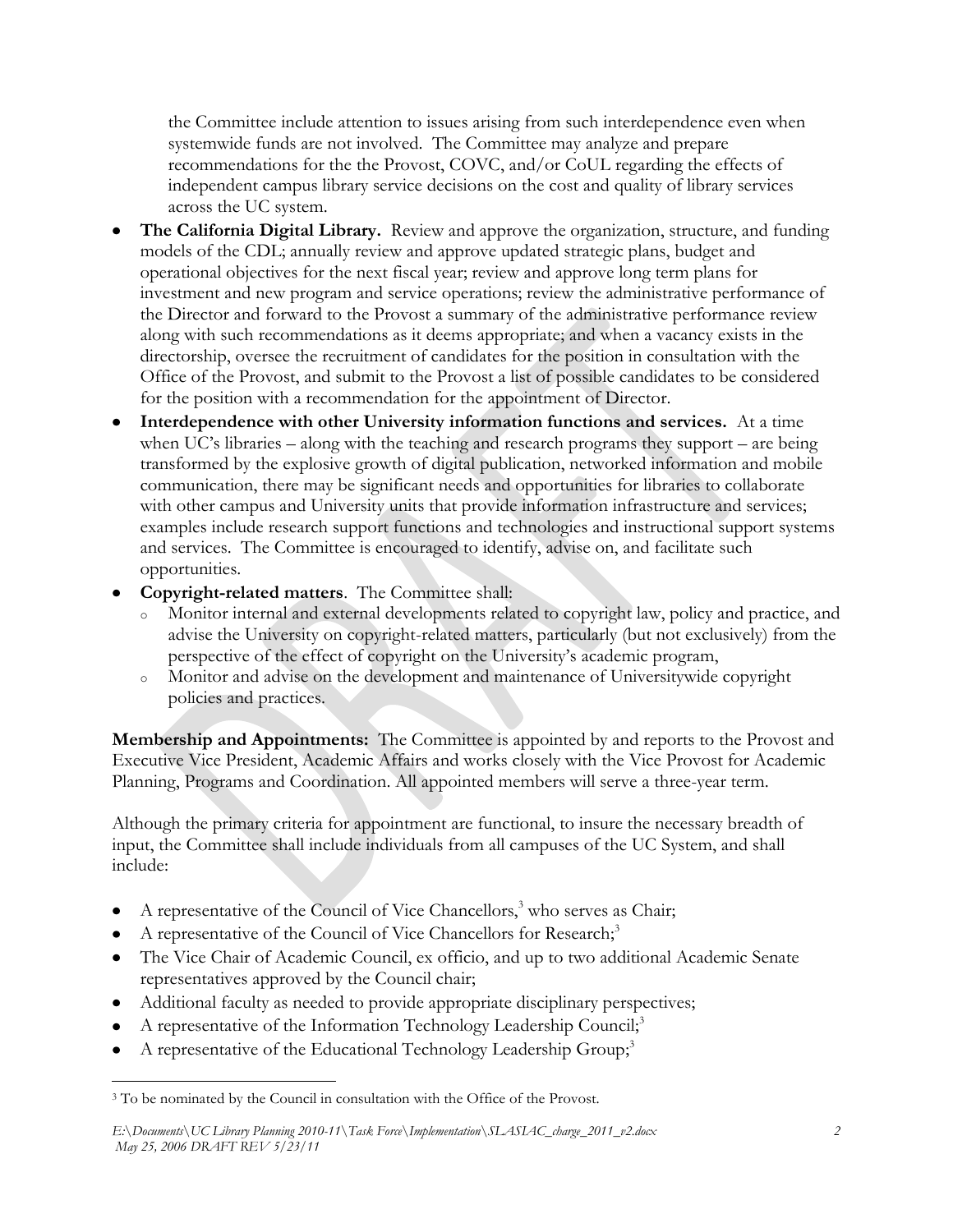the Committee include attention to issues arising from such interdependence even when systemwide funds are not involved. The Committee may analyze and prepare recommendations for the the Provost, COVC, and/or CoUL regarding the effects of independent campus library service decisions on the cost and quality of library services across the UC system.

- **The California Digital Library.** Review and approve the organization, structure, and funding models of the CDL; annually review and approve updated strategic plans, budget and operational objectives for the next fiscal year; review and approve long term plans for investment and new program and service operations; review the administrative performance of the Director and forward to the Provost a summary of the administrative performance review along with such recommendations as it deems appropriate; and when a vacancy exists in the directorship, oversee the recruitment of candidates for the position in consultation with the Office of the Provost, and submit to the Provost a list of possible candidates to be considered for the position with a recommendation for the appointment of Director.
- **Interdependence with other University information functions and services.** At a time when UC's libraries – along with the teaching and research programs they support – are being transformed by the explosive growth of digital publication, networked information and mobile communication, there may be significant needs and opportunities for libraries to collaborate with other campus and University units that provide information infrastructure and services; examples include research support functions and technologies and instructional support systems and services. The Committee is encouraged to identify, advise on, and facilitate such opportunities.
- **Copyright-related matters**. The Committee shall:
  - Monitor internal and external developments related to copyright law, policy and practice, and advise the University on copyright-related matters, particularly (but not exclusively) from the perspective of the effect of copyright on the University's academic program,
  - Monitor and advise on the development and maintenance of Universitywide copyright policies and practices.

**Membership and Appointments:** The Committee is appointed by and reports to the Provost and Executive Vice President, Academic Affairs and works closely with the Vice Provost for Academic Planning, Programs and Coordination. All appointed members will serve a three-year term.

Although the primary criteria for appointment are functional, to insure the necessary breadth of input, the Committee shall include individuals from all campuses of the UC System, and shall include:

- A representative of the Council of Vice Chancellors,[3] who serves as Chair;
- A representative of the Council of Vice Chancellors for Research;[3]
- The Vice Chair of Academic Council, ex officio, and up to two additional Academic Senate representatives approved by the Council chair;
- Additional faculty as needed to provide appropriate disciplinary perspectives;
- A representative of the Information Technology Leadership Council;[3]
- A representative of the Educational Technology Leadership Group;[3]

[3] To be nominated by the Council in consultation with the Office of the Provost.

*E:\Documents\UC Library Planning 2010-11\Task Force\Implementation\SLASIAC_charge_2011_v2.docx*
*May 25, 2006 DRAFT REV 5/23/11*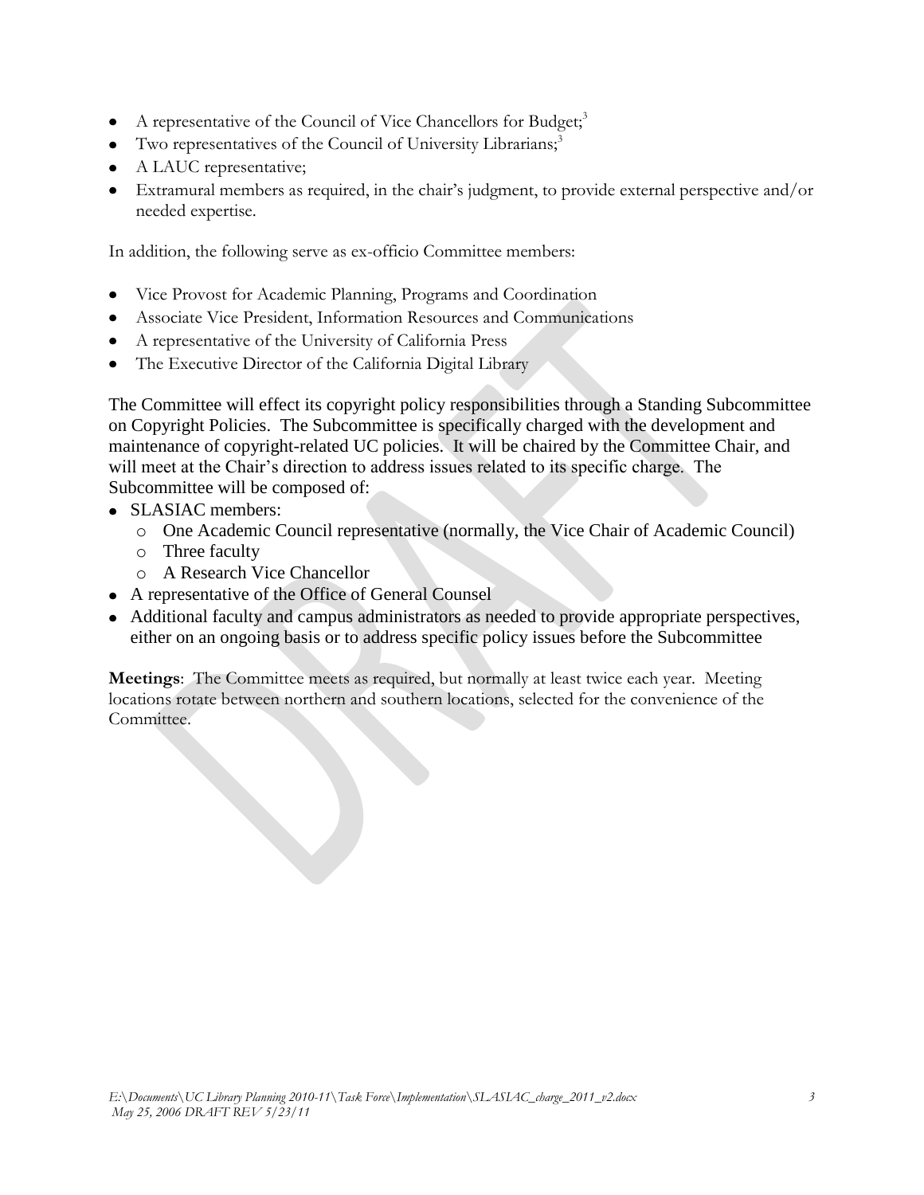- A representative of the Council of Vice Chancellors for Budget;[3]
- Two representatives of the Council of University Librarians;[3]
- A LAUC representative;
- Extramural members as required, in the chair's judgment, to provide external perspective and/or needed expertise.

In addition, the following serve as ex-officio Committee members:

- Vice Provost for Academic Planning, Programs and Coordination
- Associate Vice President, Information Resources and Communications
- A representative of the University of California Press
- The Executive Director of the California Digital Library

The Committee will effect its copyright policy responsibilities through a Standing Subcommittee on Copyright Policies. The Subcommittee is specifically charged with the development and maintenance of copyright-related UC policies. It will be chaired by the Committee Chair, and will meet at the Chair's direction to address issues related to its specific charge. The Subcommittee will be composed of:

- SLASIAC members:
  - One Academic Council representative (normally, the Vice Chair of Academic Council)
  - Three faculty
  - A Research Vice Chancellor
- A representative of the Office of General Counsel
- Additional faculty and campus administrators as needed to provide appropriate perspectives, either on an ongoing basis or to address specific policy issues before the Subcommittee

**Meetings**: The Committee meets as required, but normally at least twice each year. Meeting locations rotate between northern and southern locations, selected for the convenience of the Committee.